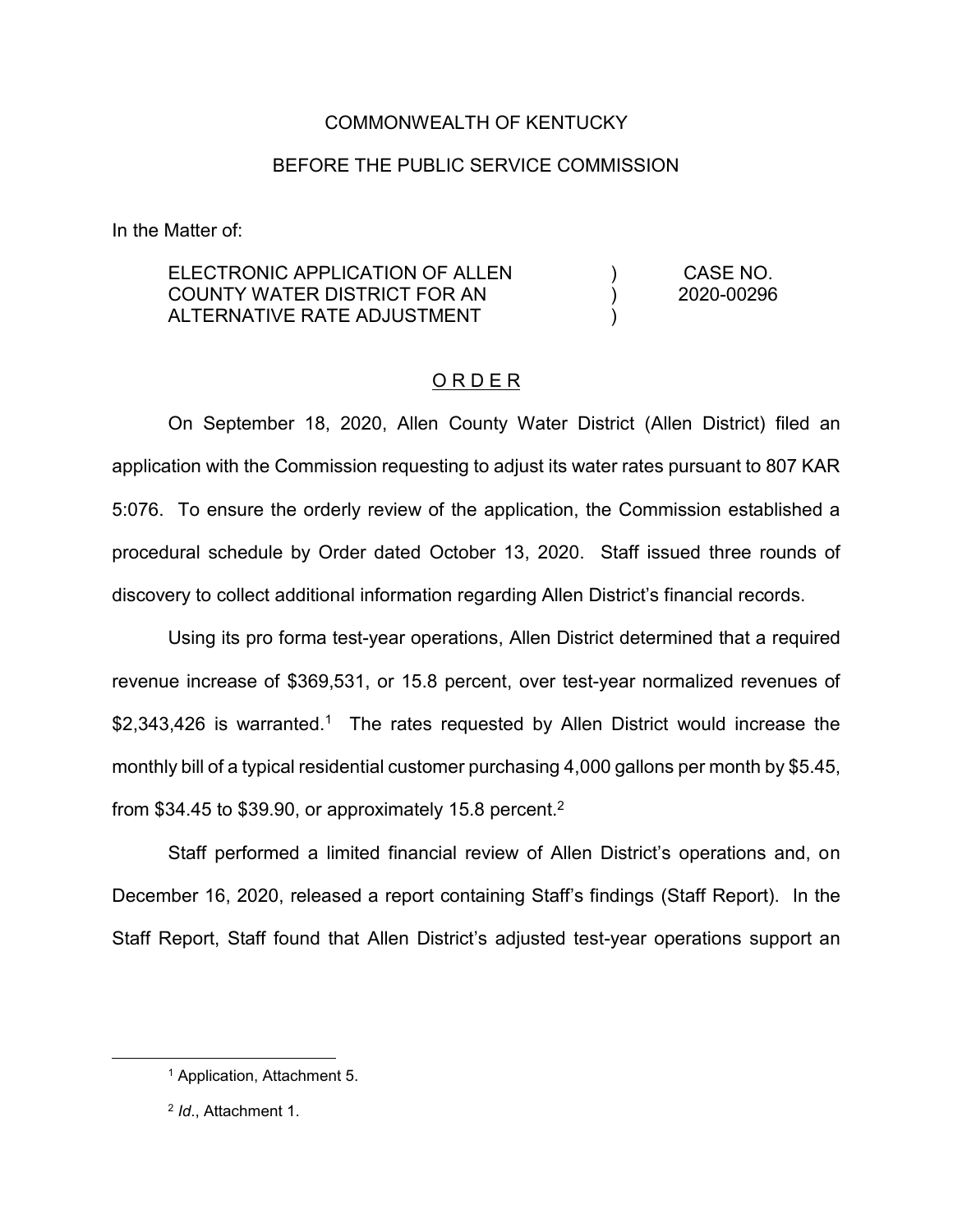COMMONWEALTH OF KENTUCKY

BEFORE THE PUBLIC SERVICE COMMISSION

In the Matter of:

| | | |
|---|---|---|
| ELECTRONIC APPLICATION OF ALLEN COUNTY WATER DISTRICT FOR AN ALTERNATIVE RATE ADJUSTMENT | ) ) ) | CASE NO. 2020-00296 |

## O R D E R

On September 18, 2020, Allen County Water District (Allen District) filed an application with the Commission requesting to adjust its water rates pursuant to 807 KAR 5:076. To ensure the orderly review of the application, the Commission established a procedural schedule by Order dated October 13, 2020. Staff issued three rounds of discovery to collect additional information regarding Allen District's financial records.

Using its pro forma test-year operations, Allen District determined that a required revenue increase of $369,531, or 15.8 percent, over test-year normalized revenues of $2,343,426 is warranted.[1] The rates requested by Allen District would increase the monthly bill of a typical residential customer purchasing 4,000 gallons per month by $5.45, from $34.45 to $39.90, or approximately 15.8 percent.[2]

Staff performed a limited financial review of Allen District's operations and, on December 16, 2020, released a report containing Staff's findings (Staff Report). In the Staff Report, Staff found that Allen District's adjusted test-year operations support an

[1] Application, Attachment 5.

[2] *Id*., Attachment 1.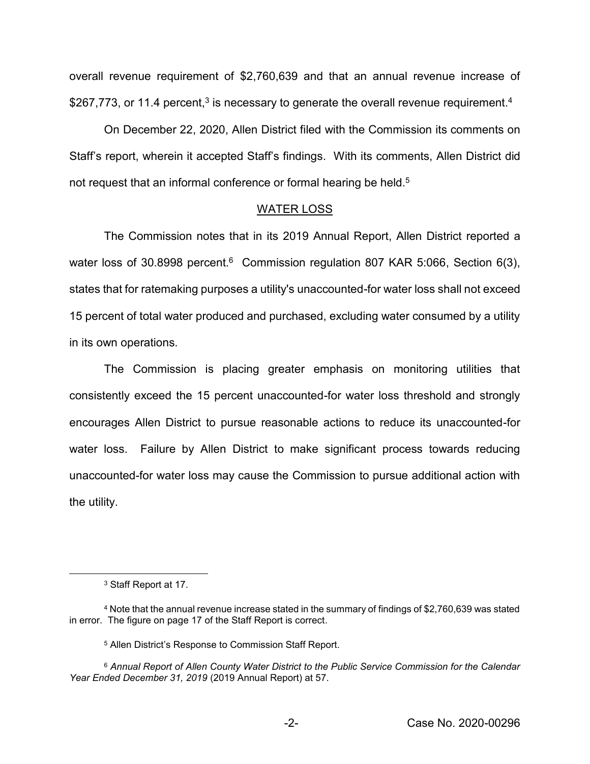overall revenue requirement of $2,760,639 and that an annual revenue increase of $267,773, or 11.4 percent,[3] is necessary to generate the overall revenue requirement.[4]

On December 22, 2020, Allen District filed with the Commission its comments on Staff's report, wherein it accepted Staff's findings. With its comments, Allen District did not request that an informal conference or formal hearing be held.[5]

## WATER LOSS

The Commission notes that in its 2019 Annual Report, Allen District reported a water loss of 30.8998 percent.[6] Commission regulation 807 KAR 5:066, Section 6(3), states that for ratemaking purposes a utility's unaccounted-for water loss shall not exceed 15 percent of total water produced and purchased, excluding water consumed by a utility in its own operations.

The Commission is placing greater emphasis on monitoring utilities that consistently exceed the 15 percent unaccounted-for water loss threshold and strongly encourages Allen District to pursue reasonable actions to reduce its unaccounted-for water loss. Failure by Allen District to make significant process towards reducing unaccounted-for water loss may cause the Commission to pursue additional action with the utility.

---

[3] Staff Report at 17.

[4] Note that the annual revenue increase stated in the summary of findings of $2,760,639 was stated in error. The figure on page 17 of the Staff Report is correct.

[5] Allen District's Response to Commission Staff Report.

[6] *Annual Report of Allen County Water District to the Public Service Commission for the Calendar Year Ended December 31, 2019* (2019 Annual Report) at 57.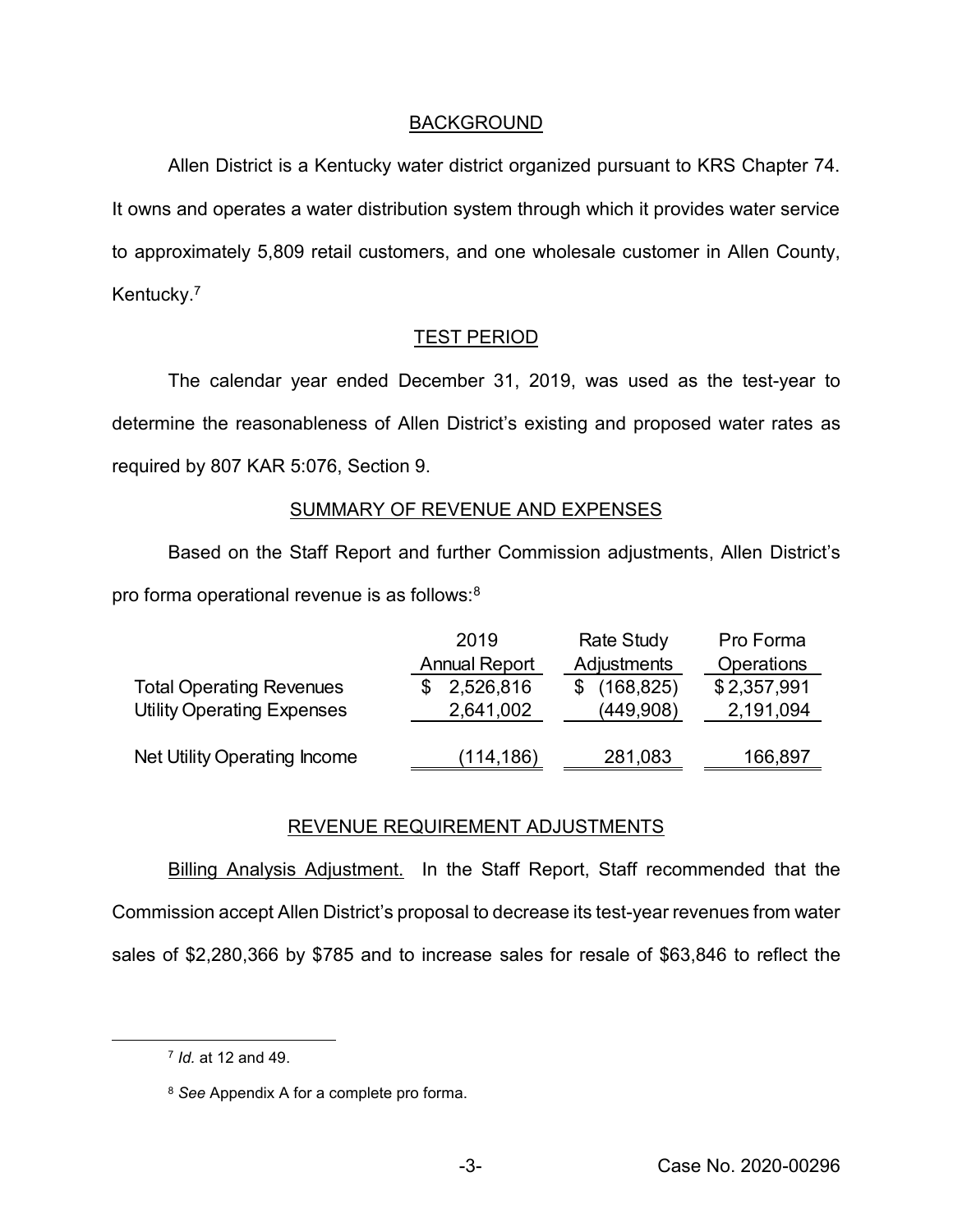## BACKGROUND

Allen District is a Kentucky water district organized pursuant to KRS Chapter 74. It owns and operates a water distribution system through which it provides water service to approximately 5,809 retail customers, and one wholesale customer in Allen County, Kentucky.[7]

## TEST PERIOD

The calendar year ended December 31, 2019, was used as the test-year to determine the reasonableness of Allen District's existing and proposed water rates as required by 807 KAR 5:076, Section 9.

## SUMMARY OF REVENUE AND EXPENSES

Based on the Staff Report and further Commission adjustments, Allen District's pro forma operational revenue is as follows:[8]

| | 2019 Annual Report | Rate Study Adjustments | Pro Forma Operations |
|---|---|---|---|
| Total Operating Revenues | $ 2,526,816 | $ (168,825) | $ 2,357,991 |
| Utility Operating Expenses | 2,641,002 | (449,908) | 2,191,094 |
| Net Utility Operating Income | (114,186) | 281,083 | 166,897 |

## REVENUE REQUIREMENT ADJUSTMENTS

Billing Analysis Adjustment. In the Staff Report, Staff recommended that the Commission accept Allen District's proposal to decrease its test-year revenues from water sales of $2,280,366 by $785 and to increase sales for resale of $63,846 to reflect the

[7] *Id.* at 12 and 49.

[8] *See* Appendix A for a complete pro forma.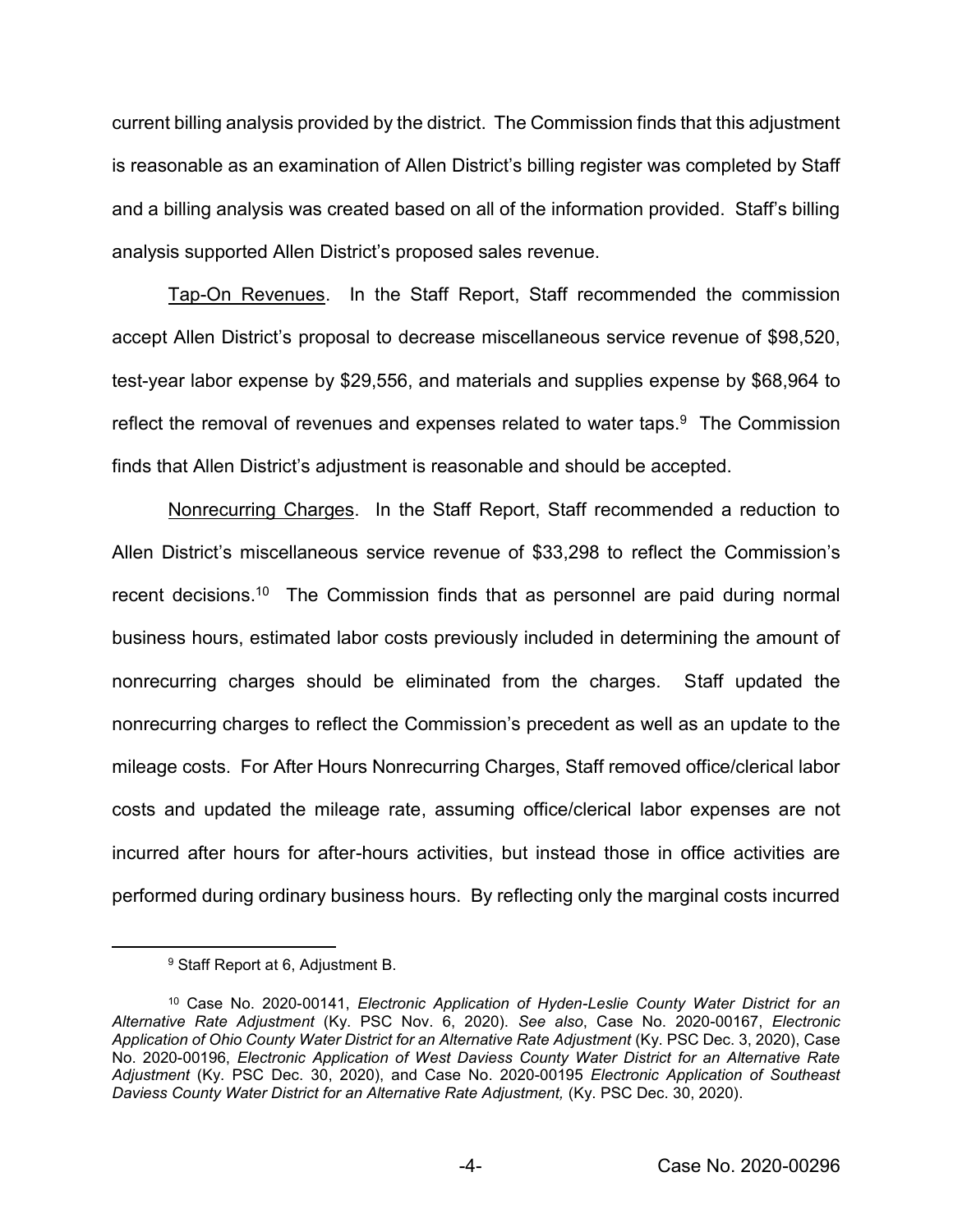current billing analysis provided by the district. The Commission finds that this adjustment is reasonable as an examination of Allen District's billing register was completed by Staff and a billing analysis was created based on all of the information provided. Staff's billing analysis supported Allen District's proposed sales revenue.

Tap-On Revenues. In the Staff Report, Staff recommended the commission accept Allen District's proposal to decrease miscellaneous service revenue of $98,520, test-year labor expense by $29,556, and materials and supplies expense by $68,964 to reflect the removal of revenues and expenses related to water taps.[9] The Commission finds that Allen District's adjustment is reasonable and should be accepted.

Nonrecurring Charges. In the Staff Report, Staff recommended a reduction to Allen District's miscellaneous service revenue of $33,298 to reflect the Commission's recent decisions.[10] The Commission finds that as personnel are paid during normal business hours, estimated labor costs previously included in determining the amount of nonrecurring charges should be eliminated from the charges. Staff updated the nonrecurring charges to reflect the Commission's precedent as well as an update to the mileage costs. For After Hours Nonrecurring Charges, Staff removed office/clerical labor costs and updated the mileage rate, assuming office/clerical labor expenses are not incurred after hours for after-hours activities, but instead those in office activities are performed during ordinary business hours. By reflecting only the marginal costs incurred

---

[9] Staff Report at 6, Adjustment B.

[10] Case No. 2020-00141, *Electronic Application of Hyden-Leslie County Water District for an Alternative Rate Adjustment* (Ky. PSC Nov. 6, 2020). *See also*, Case No. 2020-00167, *Electronic Application of Ohio County Water District for an Alternative Rate Adjustment* (Ky. PSC Dec. 3, 2020), Case No. 2020-00196, *Electronic Application of West Daviess County Water District for an Alternative Rate Adjustment* (Ky. PSC Dec. 30, 2020), and Case No. 2020-00195 *Electronic Application of Southeast Daviess County Water District for an Alternative Rate Adjustment,* (Ky. PSC Dec. 30, 2020).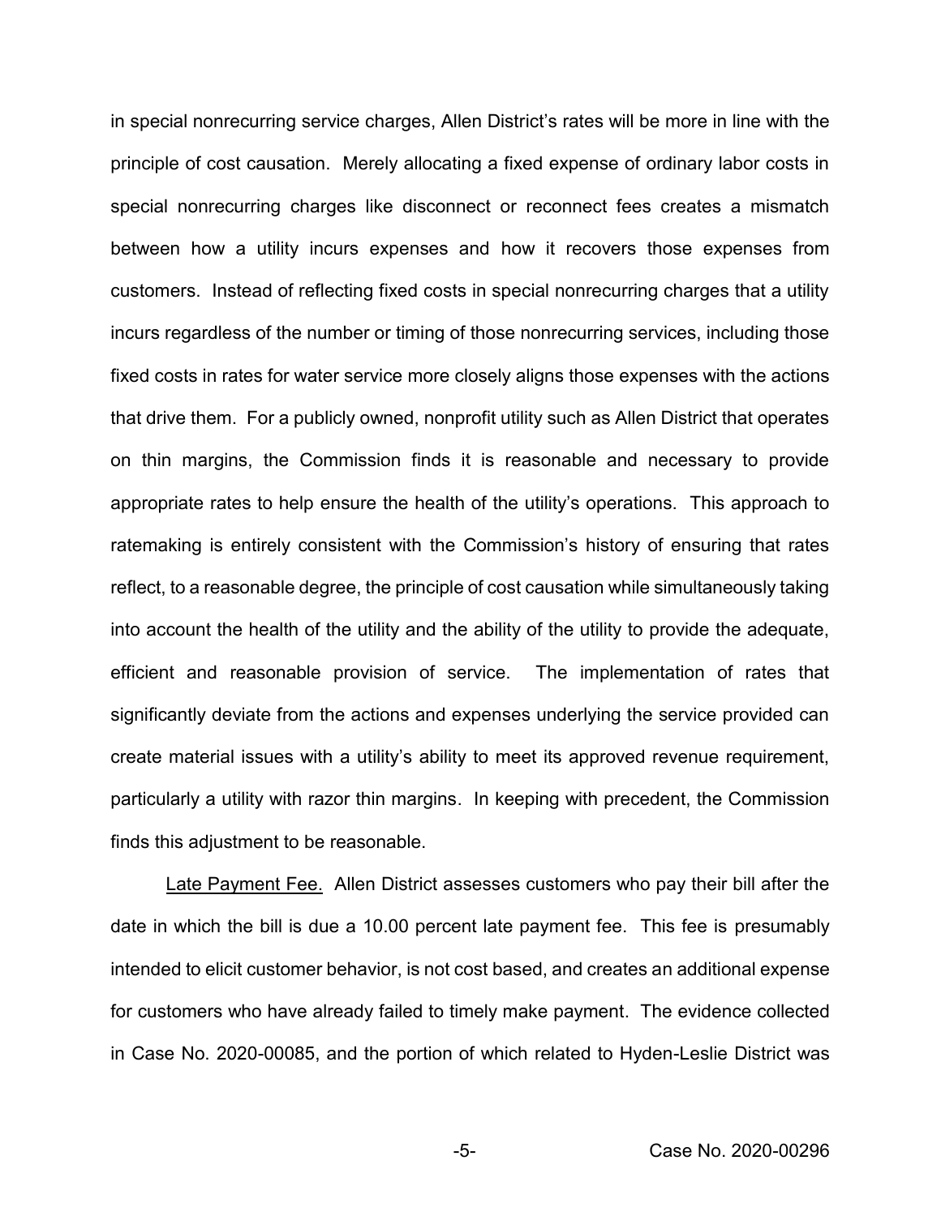in special nonrecurring service charges, Allen District's rates will be more in line with the principle of cost causation. Merely allocating a fixed expense of ordinary labor costs in special nonrecurring charges like disconnect or reconnect fees creates a mismatch between how a utility incurs expenses and how it recovers those expenses from customers. Instead of reflecting fixed costs in special nonrecurring charges that a utility incurs regardless of the number or timing of those nonrecurring services, including those fixed costs in rates for water service more closely aligns those expenses with the actions that drive them. For a publicly owned, nonprofit utility such as Allen District that operates on thin margins, the Commission finds it is reasonable and necessary to provide appropriate rates to help ensure the health of the utility's operations. This approach to ratemaking is entirely consistent with the Commission's history of ensuring that rates reflect, to a reasonable degree, the principle of cost causation while simultaneously taking into account the health of the utility and the ability of the utility to provide the adequate, efficient and reasonable provision of service. The implementation of rates that significantly deviate from the actions and expenses underlying the service provided can create material issues with a utility's ability to meet its approved revenue requirement, particularly a utility with razor thin margins. In keeping with precedent, the Commission finds this adjustment to be reasonable.

Late Payment Fee. Allen District assesses customers who pay their bill after the date in which the bill is due a 10.00 percent late payment fee. This fee is presumably intended to elicit customer behavior, is not cost based, and creates an additional expense for customers who have already failed to timely make payment. The evidence collected in Case No. 2020-00085, and the portion of which related to Hyden-Leslie District was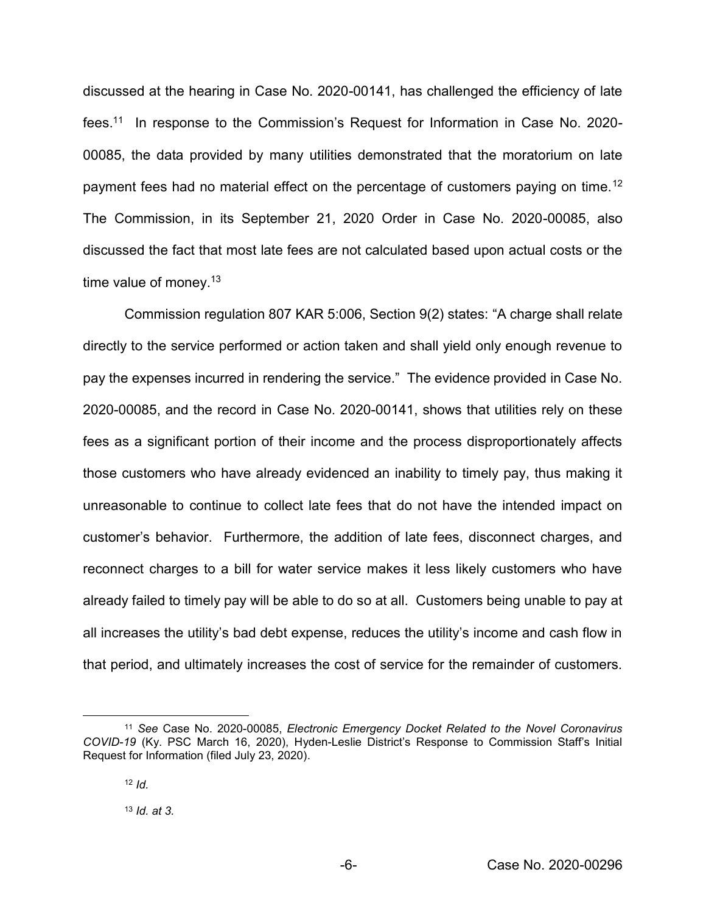discussed at the hearing in Case No. 2020-00141, has challenged the efficiency of late fees.[11] In response to the Commission's Request for Information in Case No. 2020-00085, the data provided by many utilities demonstrated that the moratorium on late payment fees had no material effect on the percentage of customers paying on time.[12] The Commission, in its September 21, 2020 Order in Case No. 2020-00085, also discussed the fact that most late fees are not calculated based upon actual costs or the time value of money.[13]

Commission regulation 807 KAR 5:006, Section 9(2) states: "A charge shall relate directly to the service performed or action taken and shall yield only enough revenue to pay the expenses incurred in rendering the service." The evidence provided in Case No. 2020-00085, and the record in Case No. 2020-00141, shows that utilities rely on these fees as a significant portion of their income and the process disproportionately affects those customers who have already evidenced an inability to timely pay, thus making it unreasonable to continue to collect late fees that do not have the intended impact on customer's behavior. Furthermore, the addition of late fees, disconnect charges, and reconnect charges to a bill for water service makes it less likely customers who have already failed to timely pay will be able to do so at all. Customers being unable to pay at all increases the utility's bad debt expense, reduces the utility's income and cash flow in that period, and ultimately increases the cost of service for the remainder of customers.

---

[11] *See* Case No. 2020-00085, *Electronic Emergency Docket Related to the Novel Coronavirus COVID-19* (Ky. PSC March 16, 2020), Hyden-Leslie District's Response to Commission Staff's Initial Request for Information (filed July 23, 2020).

[12] *Id.*

[13] *Id. at 3.*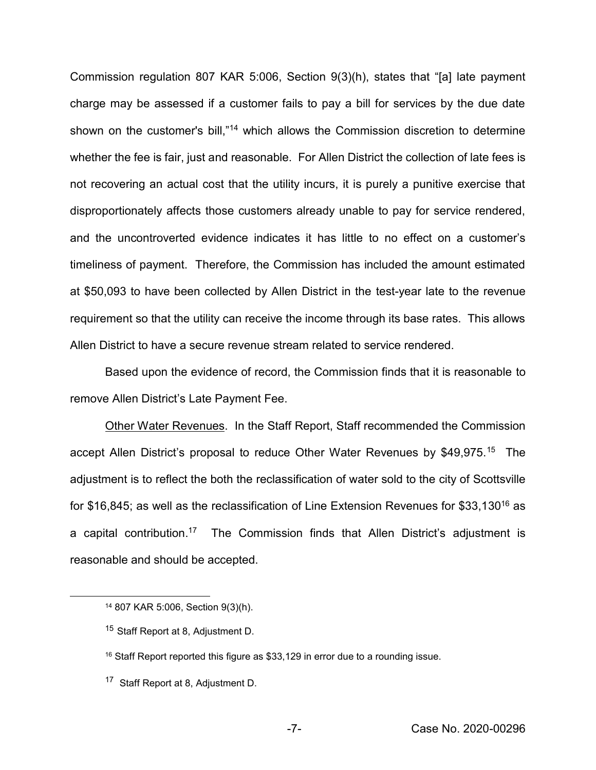Commission regulation 807 KAR 5:006, Section 9(3)(h), states that "[a] late payment charge may be assessed if a customer fails to pay a bill for services by the due date shown on the customer's bill,"[14] which allows the Commission discretion to determine whether the fee is fair, just and reasonable. For Allen District the collection of late fees is not recovering an actual cost that the utility incurs, it is purely a punitive exercise that disproportionately affects those customers already unable to pay for service rendered, and the uncontroverted evidence indicates it has little to no effect on a customer's timeliness of payment. Therefore, the Commission has included the amount estimated at $50,093 to have been collected by Allen District in the test-year late to the revenue requirement so that the utility can receive the income through its base rates. This allows Allen District to have a secure revenue stream related to service rendered.

Based upon the evidence of record, the Commission finds that it is reasonable to remove Allen District's Late Payment Fee.

Other Water Revenues. In the Staff Report, Staff recommended the Commission accept Allen District's proposal to reduce Other Water Revenues by $49,975.[15] The adjustment is to reflect the both the reclassification of water sold to the city of Scottsville for $16,845; as well as the reclassification of Line Extension Revenues for $33,130[16] as a capital contribution.[17] The Commission finds that Allen District's adjustment is reasonable and should be accepted.

---

[14] 807 KAR 5:006, Section 9(3)(h).

[15] Staff Report at 8, Adjustment D.

[16] Staff Report reported this figure as $33,129 in error due to a rounding issue.

[17] Staff Report at 8, Adjustment D.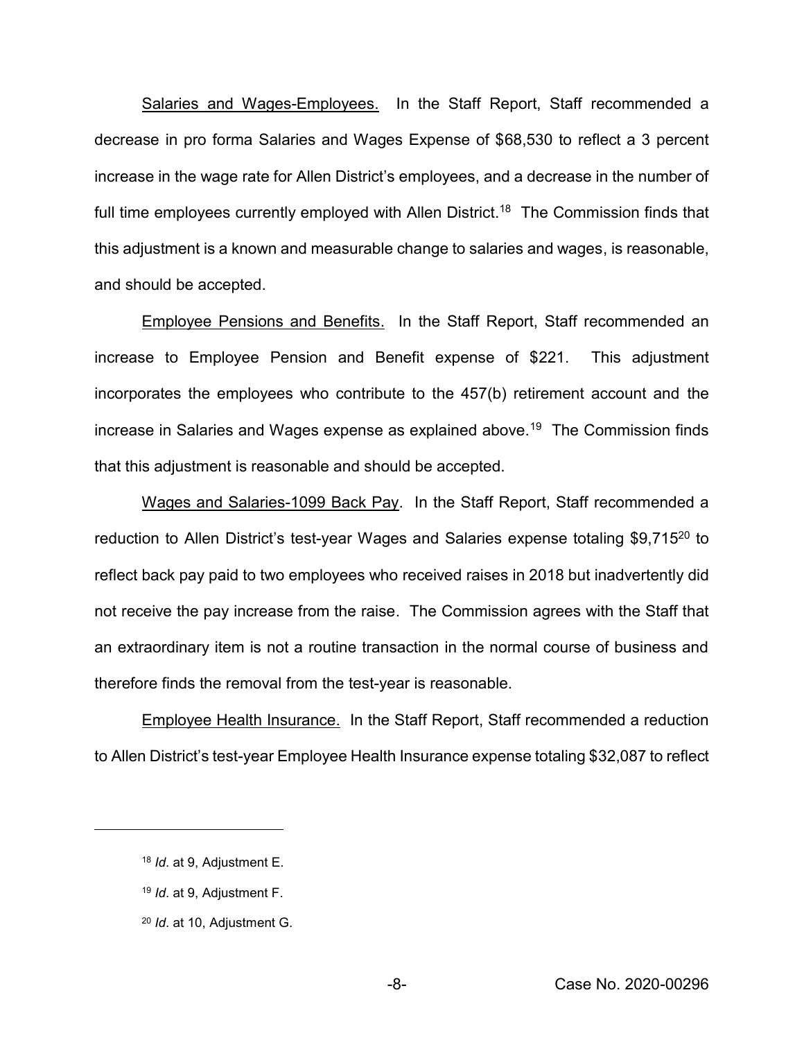Salaries and Wages-Employees. In the Staff Report, Staff recommended a decrease in pro forma Salaries and Wages Expense of $68,530 to reflect a 3 percent increase in the wage rate for Allen District's employees, and a decrease in the number of full time employees currently employed with Allen District.[18] The Commission finds that this adjustment is a known and measurable change to salaries and wages, is reasonable, and should be accepted.

Employee Pensions and Benefits. In the Staff Report, Staff recommended an increase to Employee Pension and Benefit expense of $221. This adjustment incorporates the employees who contribute to the 457(b) retirement account and the increase in Salaries and Wages expense as explained above.[19] The Commission finds that this adjustment is reasonable and should be accepted.

Wages and Salaries-1099 Back Pay. In the Staff Report, Staff recommended a reduction to Allen District's test-year Wages and Salaries expense totaling $9,715[20] to reflect back pay paid to two employees who received raises in 2018 but inadvertently did not receive the pay increase from the raise. The Commission agrees with the Staff that an extraordinary item is not a routine transaction in the normal course of business and therefore finds the removal from the test-year is reasonable.

Employee Health Insurance. In the Staff Report, Staff recommended a reduction to Allen District's test-year Employee Health Insurance expense totaling $32,087 to reflect

---

[18] *Id*. at 9, Adjustment E.

[19] *Id*. at 9, Adjustment F.

[20] *Id*. at 10, Adjustment G.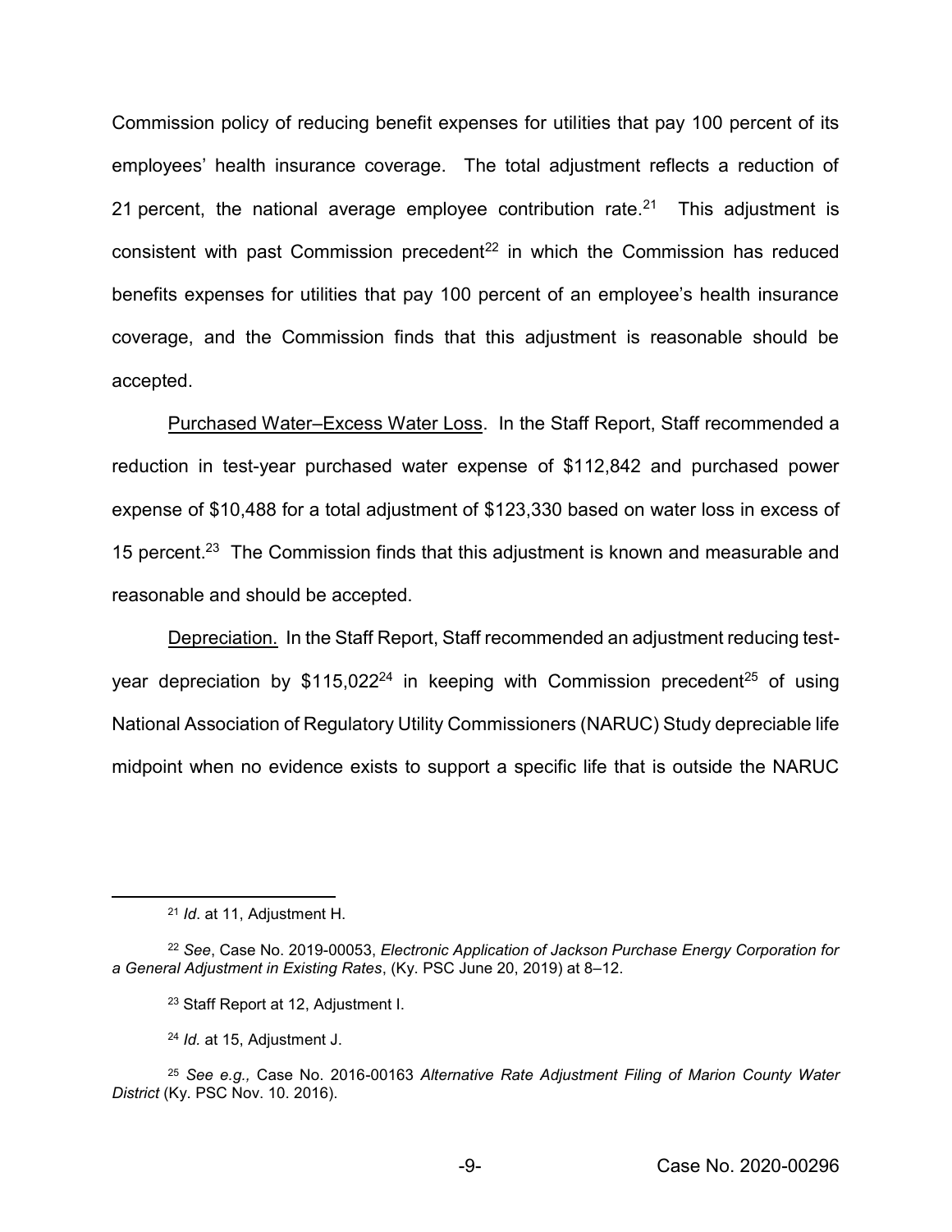Commission policy of reducing benefit expenses for utilities that pay 100 percent of its employees' health insurance coverage. The total adjustment reflects a reduction of 21 percent, the national average employee contribution rate.[21] This adjustment is consistent with past Commission precedent[22] in which the Commission has reduced benefits expenses for utilities that pay 100 percent of an employee's health insurance coverage, and the Commission finds that this adjustment is reasonable should be accepted.

Purchased Water–Excess Water Loss. In the Staff Report, Staff recommended a reduction in test-year purchased water expense of $112,842 and purchased power expense of $10,488 for a total adjustment of $123,330 based on water loss in excess of 15 percent.[23] The Commission finds that this adjustment is known and measurable and reasonable and should be accepted.

Depreciation. In the Staff Report, Staff recommended an adjustment reducing test-year depreciation by $115,022[24] in keeping with Commission precedent[25] of using National Association of Regulatory Utility Commissioners (NARUC) Study depreciable life midpoint when no evidence exists to support a specific life that is outside the NARUC

---

[21] *Id*. at 11, Adjustment H.

[22] *See*, Case No. 2019-00053, *Electronic Application of Jackson Purchase Energy Corporation for a General Adjustment in Existing Rates*, (Ky. PSC June 20, 2019) at 8–12.

[23] Staff Report at 12, Adjustment I.

[24] *Id.* at 15, Adjustment J.

[25] *See e.g.,* Case No. 2016-00163 *Alternative Rate Adjustment Filing of Marion County Water District* (Ky. PSC Nov. 10. 2016).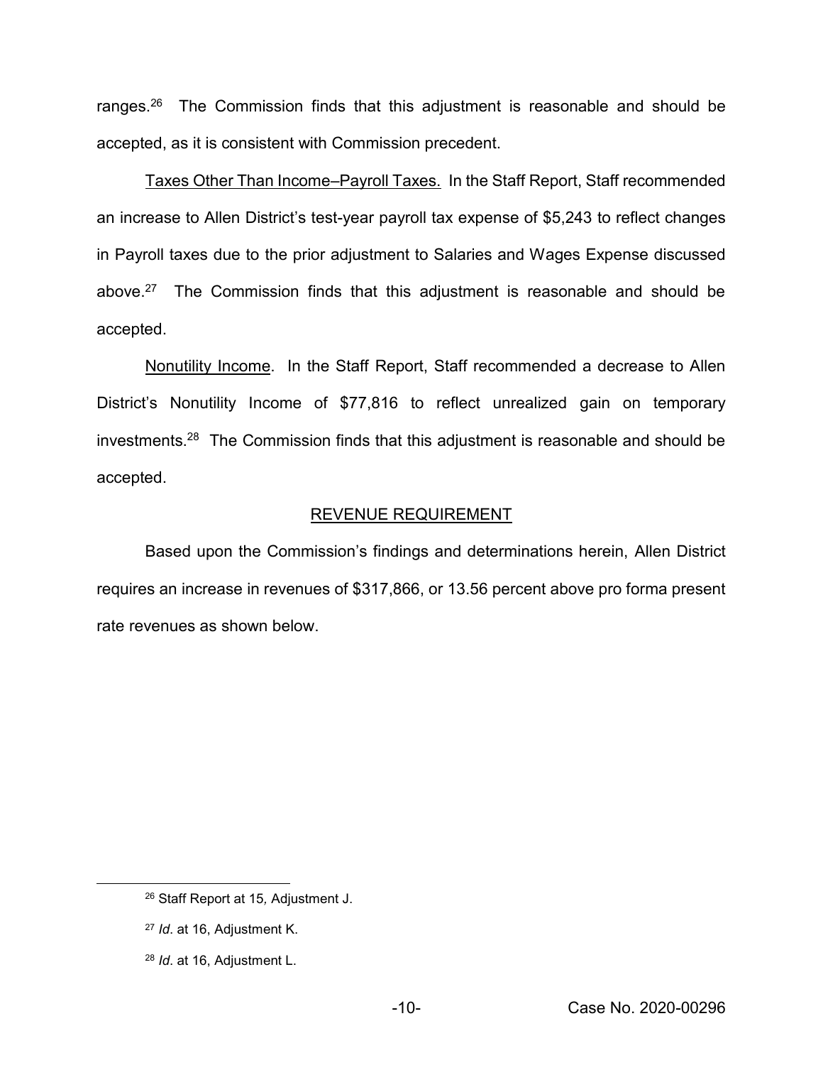ranges.[26] The Commission finds that this adjustment is reasonable and should be accepted, as it is consistent with Commission precedent.

Taxes Other Than Income–Payroll Taxes. In the Staff Report, Staff recommended an increase to Allen District's test-year payroll tax expense of $5,243 to reflect changes in Payroll taxes due to the prior adjustment to Salaries and Wages Expense discussed above.[27] The Commission finds that this adjustment is reasonable and should be accepted.

Nonutility Income. In the Staff Report, Staff recommended a decrease to Allen District's Nonutility Income of $77,816 to reflect unrealized gain on temporary investments.[28] The Commission finds that this adjustment is reasonable and should be accepted.

## REVENUE REQUIREMENT

Based upon the Commission's findings and determinations herein, Allen District requires an increase in revenues of $317,866, or 13.56 percent above pro forma present rate revenues as shown below.

[26] Staff Report at 15, Adjustment J.

[27] *Id*. at 16, Adjustment K.

[28] *Id*. at 16, Adjustment L.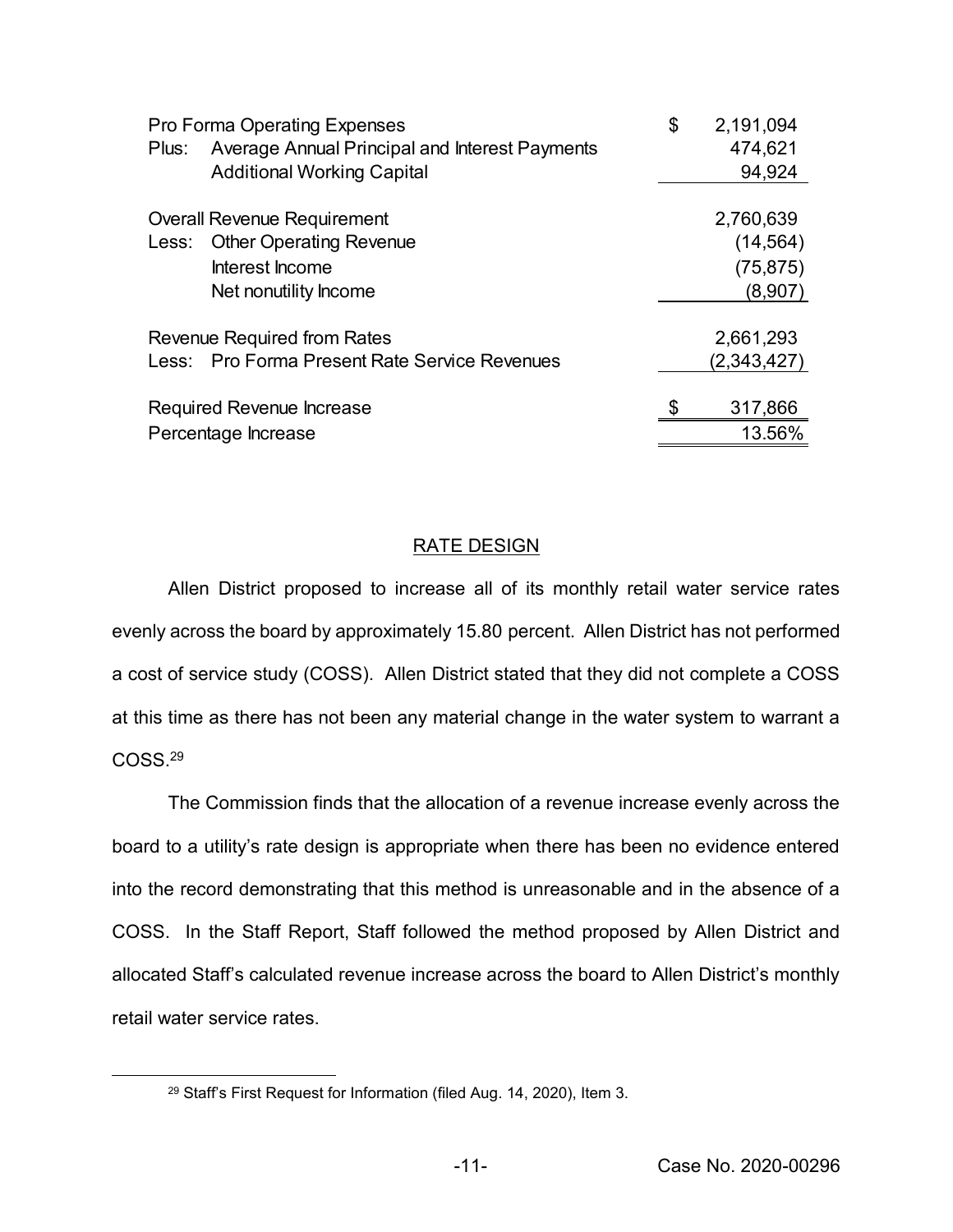| | | |
|---|---|---|
| Pro Forma Operating Expenses | | $ 2,191,094 |
| Plus: | Average Annual Principal and Interest Payments | 474,621 |
| | Additional Working Capital | 94,924 |
| Overall Revenue Requirement | | 2,760,639 |
| Less: | Other Operating Revenue | (14,564) |
| | Interest Income | (75,875) |
| | Net nonutility Income | (8,907) |
| Revenue Required from Rates | | 2,661,293 |
| Less: | Pro Forma Present Rate Service Revenues | (2,343,427) |
| Required Revenue Increase | | $ 317,866 |
| Percentage Increase | | 13.56% |

## RATE DESIGN

Allen District proposed to increase all of its monthly retail water service rates evenly across the board by approximately 15.80 percent. Allen District has not performed a cost of service study (COSS). Allen District stated that they did not complete a COSS at this time as there has not been any material change in the water system to warrant a COSS.[29]

The Commission finds that the allocation of a revenue increase evenly across the board to a utility's rate design is appropriate when there has been no evidence entered into the record demonstrating that this method is unreasonable and in the absence of a COSS. In the Staff Report, Staff followed the method proposed by Allen District and allocated Staff's calculated revenue increase across the board to Allen District's monthly retail water service rates.

[29] Staff's First Request for Information (filed Aug. 14, 2020), Item 3.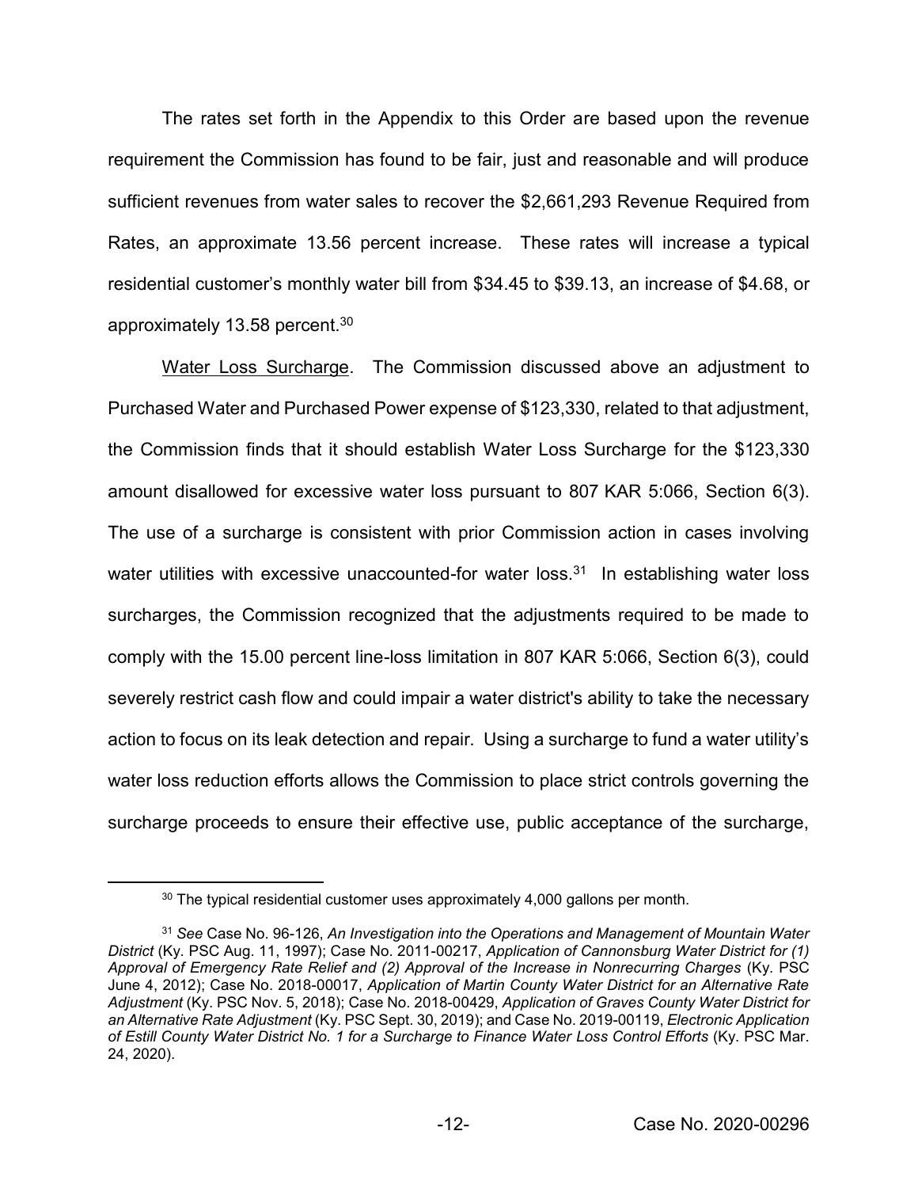The rates set forth in the Appendix to this Order are based upon the revenue requirement the Commission has found to be fair, just and reasonable and will produce sufficient revenues from water sales to recover the $2,661,293 Revenue Required from Rates, an approximate 13.56 percent increase. These rates will increase a typical residential customer's monthly water bill from $34.45 to $39.13, an increase of $4.68, or approximately 13.58 percent.[30]

Water Loss Surcharge. The Commission discussed above an adjustment to Purchased Water and Purchased Power expense of $123,330, related to that adjustment, the Commission finds that it should establish Water Loss Surcharge for the $123,330 amount disallowed for excessive water loss pursuant to 807 KAR 5:066, Section 6(3). The use of a surcharge is consistent with prior Commission action in cases involving water utilities with excessive unaccounted-for water loss.[31] In establishing water loss surcharges, the Commission recognized that the adjustments required to be made to comply with the 15.00 percent line-loss limitation in 807 KAR 5:066, Section 6(3), could severely restrict cash flow and could impair a water district's ability to take the necessary action to focus on its leak detection and repair. Using a surcharge to fund a water utility's water loss reduction efforts allows the Commission to place strict controls governing the surcharge proceeds to ensure their effective use, public acceptance of the surcharge,

---

[30] The typical residential customer uses approximately 4,000 gallons per month.

[31] *See* Case No. 96-126, *An Investigation into the Operations and Management of Mountain Water District* (Ky. PSC Aug. 11, 1997); Case No. 2011-00217, *Application of Cannonsburg Water District for (1) Approval of Emergency Rate Relief and (2) Approval of the Increase in Nonrecurring Charges* (Ky. PSC June 4, 2012); Case No. 2018-00017, *Application of Martin County Water District for an Alternative Rate Adjustment* (Ky. PSC Nov. 5, 2018); Case No. 2018-00429, *Application of Graves County Water District for an Alternative Rate Adjustment* (Ky. PSC Sept. 30, 2019); and Case No. 2019-00119, *Electronic Application of Estill County Water District No. 1 for a Surcharge to Finance Water Loss Control Efforts* (Ky. PSC Mar. 24, 2020).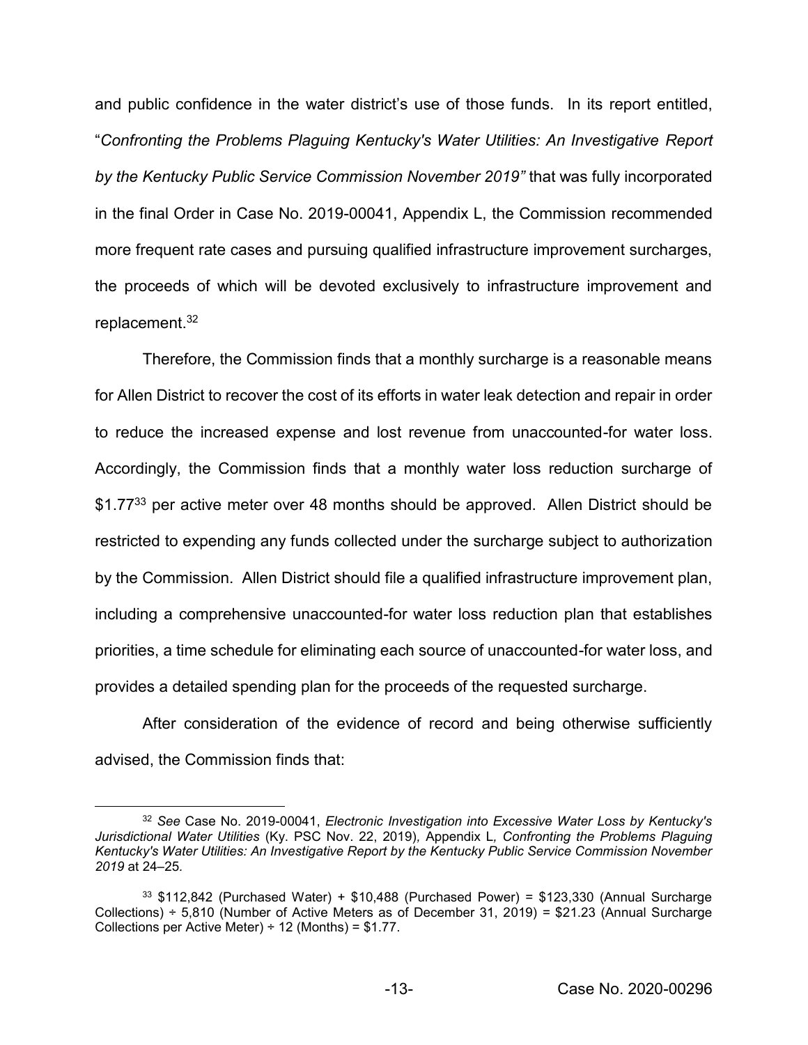and public confidence in the water district's use of those funds. In its report entitled, "*Confronting the Problems Plaguing Kentucky's Water Utilities: An Investigative Report by the Kentucky Public Service Commission November 2019*" that was fully incorporated in the final Order in Case No. 2019-00041, Appendix L, the Commission recommended more frequent rate cases and pursuing qualified infrastructure improvement surcharges, the proceeds of which will be devoted exclusively to infrastructure improvement and replacement.[32]

Therefore, the Commission finds that a monthly surcharge is a reasonable means for Allen District to recover the cost of its efforts in water leak detection and repair in order to reduce the increased expense and lost revenue from unaccounted-for water loss. Accordingly, the Commission finds that a monthly water loss reduction surcharge of $1.77[33] per active meter over 48 months should be approved. Allen District should be restricted to expending any funds collected under the surcharge subject to authorization by the Commission. Allen District should file a qualified infrastructure improvement plan, including a comprehensive unaccounted-for water loss reduction plan that establishes priorities, a time schedule for eliminating each source of unaccounted-for water loss, and provides a detailed spending plan for the proceeds of the requested surcharge.

After consideration of the evidence of record and being otherwise sufficiently advised, the Commission finds that:

---

[32] *See* Case No. 2019-00041, *Electronic Investigation into Excessive Water Loss by Kentucky's Jurisdictional Water Utilities* (Ky. PSC Nov. 22, 2019), Appendix L, *Confronting the Problems Plaguing Kentucky's Water Utilities: An Investigative Report by the Kentucky Public Service Commission November 2019* at 24–25.

[33] $112,842 (Purchased Water) + $10,488 (Purchased Power) = $123,330 (Annual Surcharge Collections) ÷ 5,810 (Number of Active Meters as of December 31, 2019) = $21.23 (Annual Surcharge Collections per Active Meter) ÷ 12 (Months) = $1.77.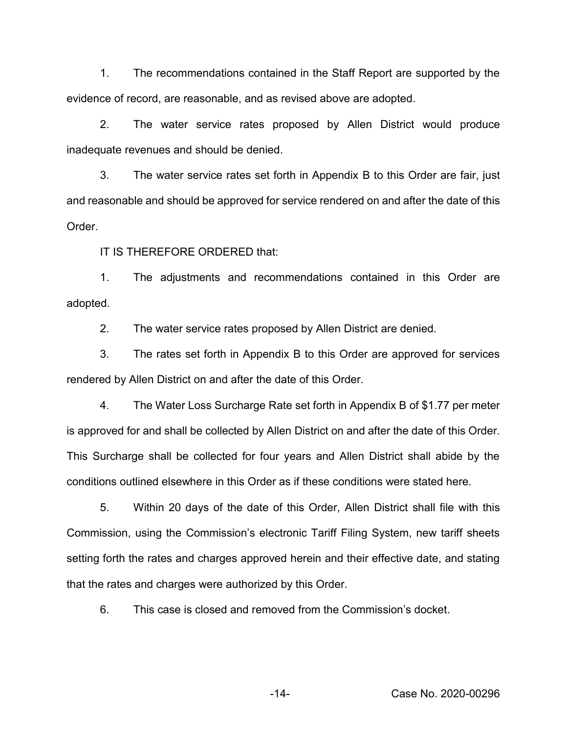1. The recommendations contained in the Staff Report are supported by the evidence of record, are reasonable, and as revised above are adopted.

2. The water service rates proposed by Allen District would produce inadequate revenues and should be denied.

3. The water service rates set forth in Appendix B to this Order are fair, just and reasonable and should be approved for service rendered on and after the date of this Order.

IT IS THEREFORE ORDERED that:

1. The adjustments and recommendations contained in this Order are adopted.

2. The water service rates proposed by Allen District are denied.

3. The rates set forth in Appendix B to this Order are approved for services rendered by Allen District on and after the date of this Order.

4. The Water Loss Surcharge Rate set forth in Appendix B of $1.77 per meter is approved for and shall be collected by Allen District on and after the date of this Order. This Surcharge shall be collected for four years and Allen District shall abide by the conditions outlined elsewhere in this Order as if these conditions were stated here.

5. Within 20 days of the date of this Order, Allen District shall file with this Commission, using the Commission's electronic Tariff Filing System, new tariff sheets setting forth the rates and charges approved herein and their effective date, and stating that the rates and charges were authorized by this Order.

6. This case is closed and removed from the Commission's docket.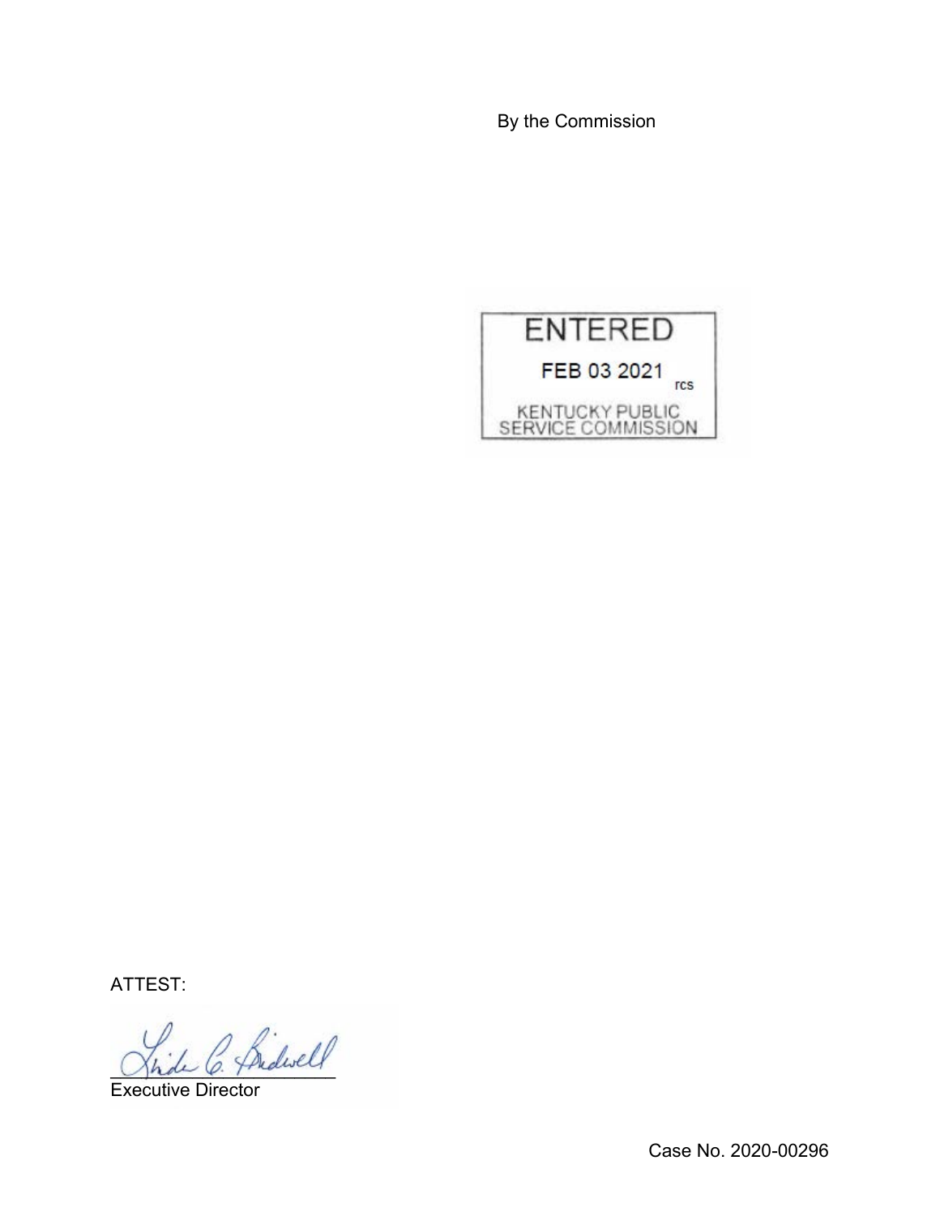By the Commission

ENTERED

FEB 03 2021

rcs

KENTUCKY PUBLIC SERVICE COMMISSION

ATTEST:

Executive Director

Case No. 2020-00296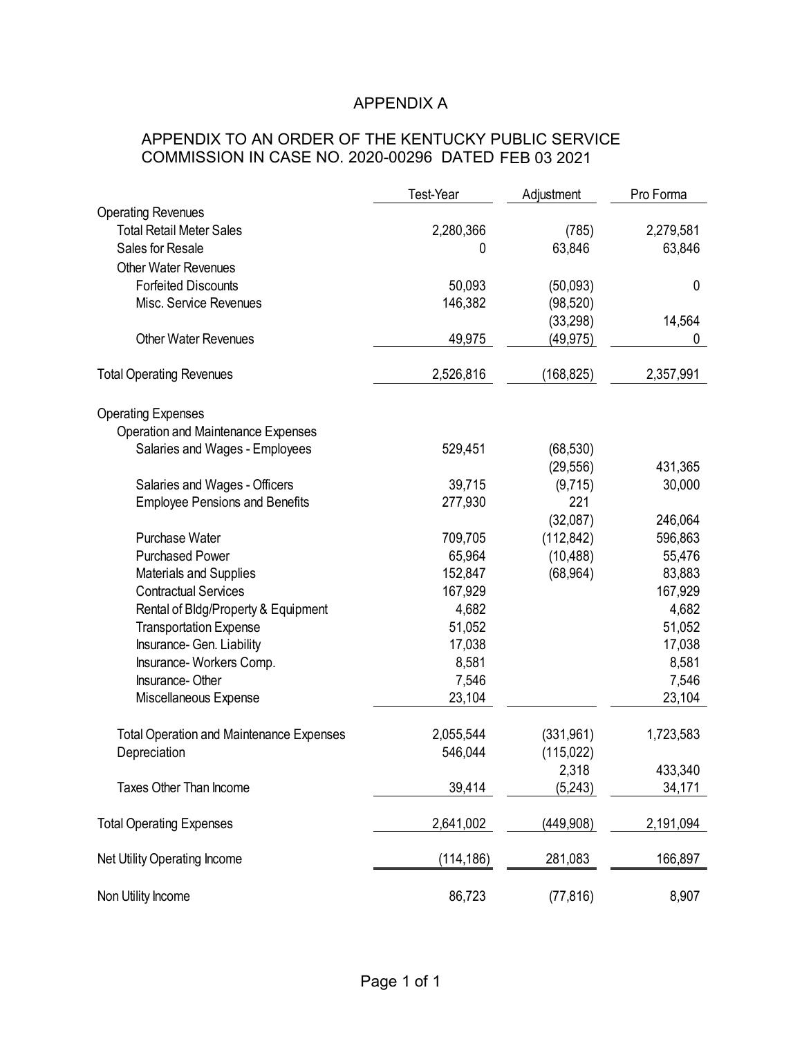# APPENDIX A

## APPENDIX TO AN ORDER OF THE KENTUCKY PUBLIC SERVICE COMMISSION IN CASE NO. 2020-00296 DATED FEB 03 2021

| | Test-Year | Adjustment | Pro Forma |
|---|---|---|---|
| **Operating Revenues** | | | |
| Total Retail Meter Sales | 2,280,366 | (785) | 2,279,581 |
| Sales for Resale | 0 | 63,846 | 63,846 |
| Other Water Revenues | | | |
| Forfeited Discounts | 50,093 | (50,093) | 0 |
| Misc. Service Revenues | 146,382 | (98,520) | |
| | | (33,298) | 14,564 |
| Other Water Revenues | 49,975 | (49,975) | 0 |
| Total Operating Revenues | 2,526,816 | (168,825) | 2,357,991 |
| **Operating Expenses** | | | |
| Operation and Maintenance Expenses | | | |
| Salaries and Wages - Employees | 529,451 | (68,530) | |
| | | (29,556) | 431,365 |
| Salaries and Wages - Officers | 39,715 | (9,715) | 30,000 |
| Employee Pensions and Benefits | 277,930 | 221 | |
| | | (32,087) | 246,064 |
| Purchase Water | 709,705 | (112,842) | 596,863 |
| Purchased Power | 65,964 | (10,488) | 55,476 |
| Materials and Supplies | 152,847 | (68,964) | 83,883 |
| Contractual Services | 167,929 | | 167,929 |
| Rental of Bldg/Property & Equipment | 4,682 | | 4,682 |
| Transportation Expense | 51,052 | | 51,052 |
| Insurance- Gen. Liability | 17,038 | | 17,038 |
| Insurance- Workers Comp. | 8,581 | | 8,581 |
| Insurance- Other | 7,546 | | 7,546 |
| Miscellaneous Expense | 23,104 | | 23,104 |
| Total Operation and Maintenance Expenses | 2,055,544 | (331,961) | 1,723,583 |
| Depreciation | 546,044 | (115,022) | |
| | | 2,318 | 433,340 |
| Taxes Other Than Income | 39,414 | (5,243) | 34,171 |
| Total Operating Expenses | 2,641,002 | (449,908) | 2,191,094 |
| Net Utility Operating Income | (114,186) | 281,083 | 166,897 |
| Non Utility Income | 86,723 | (77,816) | 8,907 |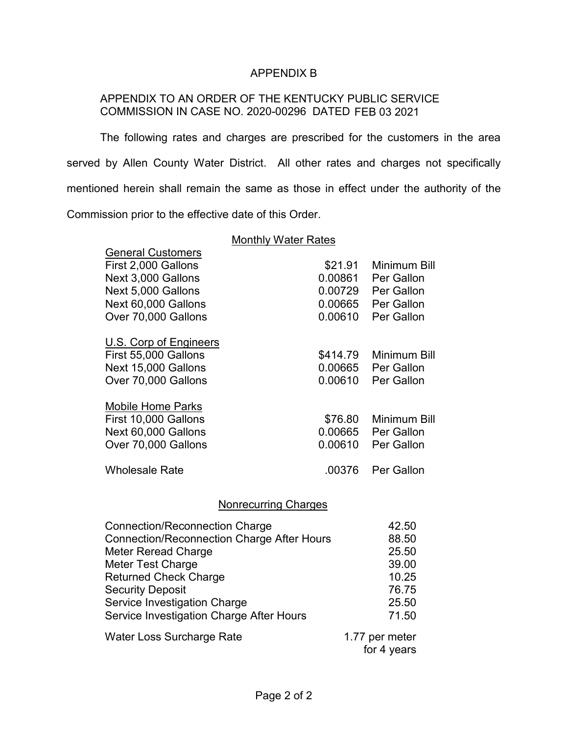# APPENDIX B

APPENDIX TO AN ORDER OF THE KENTUCKY PUBLIC SERVICE COMMISSION IN CASE NO. 2020-00296 DATED FEB 03 2021

The following rates and charges are prescribed for the customers in the area served by Allen County Water District. All other rates and charges not specifically mentioned herein shall remain the same as those in effect under the authority of the Commission prior to the effective date of this Order.

## Monthly Water Rates

| | | |
|---|---|---|
| **General Customers** | | |
| First 2,000 Gallons | \$21.91 | Minimum Bill |
| Next 3,000 Gallons | 0.00861 | Per Gallon |
| Next 5,000 Gallons | 0.00729 | Per Gallon |
| Next 60,000 Gallons | 0.00665 | Per Gallon |
| Over 70,000 Gallons | 0.00610 | Per Gallon |
| **U.S. Corp of Engineers** | | |
| First 55,000 Gallons | \$414.79 | Minimum Bill |
| Next 15,000 Gallons | 0.00665 | Per Gallon |
| Over 70,000 Gallons | 0.00610 | Per Gallon |
| **Mobile Home Parks** | | |
| First 10,000 Gallons | \$76.80 | Minimum Bill |
| Next 60,000 Gallons | 0.00665 | Per Gallon |
| Over 70,000 Gallons | 0.00610 | Per Gallon |
| Wholesale Rate | .00376 | Per Gallon |

## Nonrecurring Charges

| | |
|---|---|
| Connection/Reconnection Charge | 42.50 |
| Connection/Reconnection Charge After Hours | 88.50 |
| Meter Reread Charge | 25.50 |
| Meter Test Charge | 39.00 |
| Returned Check Charge | 10.25 |
| Security Deposit | 76.75 |
| Service Investigation Charge | 25.50 |
| Service Investigation Charge After Hours | 71.50 |
| Water Loss Surcharge Rate | 1.77 per meter for 4 years |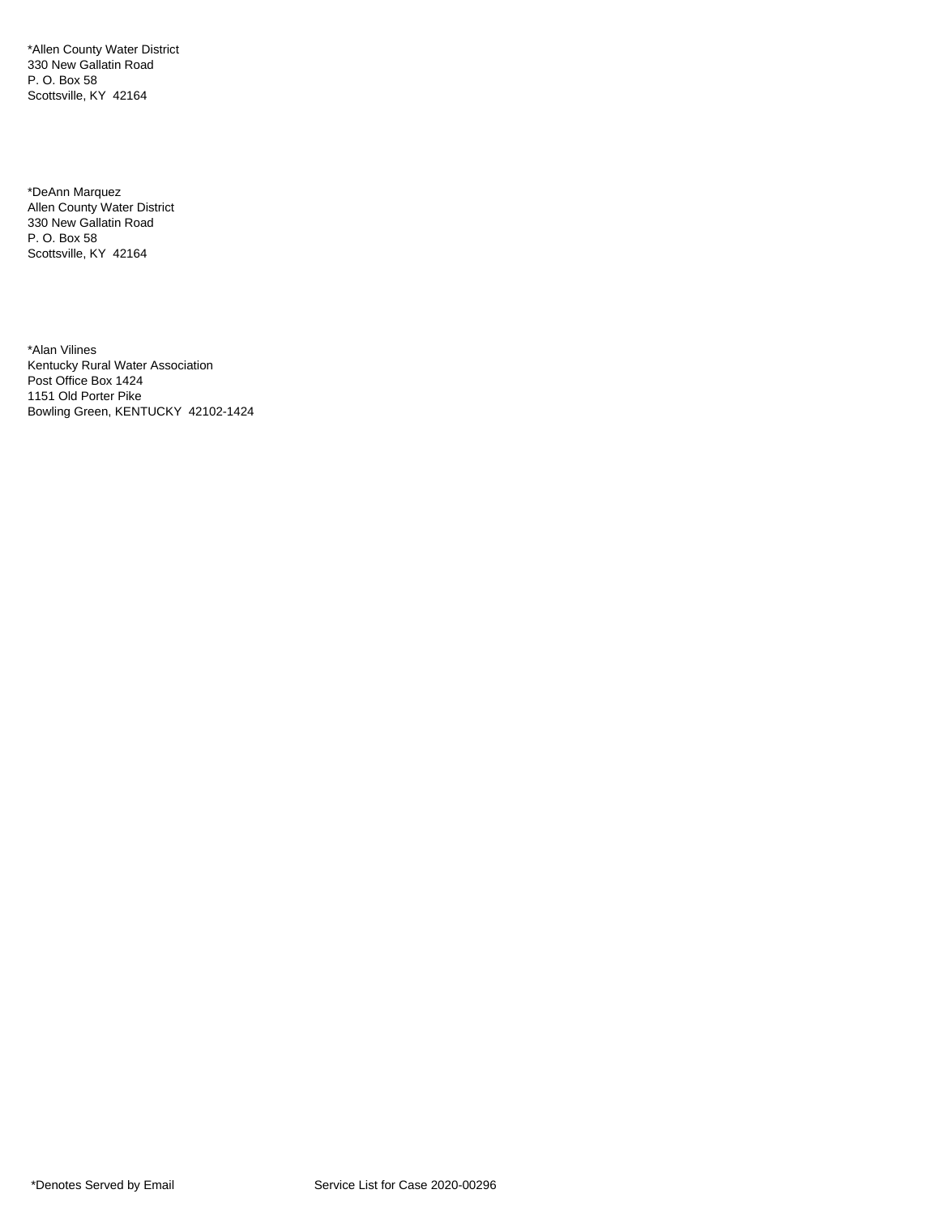*Allen County Water District
330 New Gallatin Road
P. O. Box 58
Scottsville, KY  42164

*DeAnn Marquez
Allen County Water District
330 New Gallatin Road
P. O. Box 58
Scottsville, KY  42164

*Alan Vilines
Kentucky Rural Water Association
Post Office Box 1424
1151 Old Porter Pike
Bowling Green, KENTUCKY  42102-1424

*Denotes Served by Email

Service List for Case 2020-00296